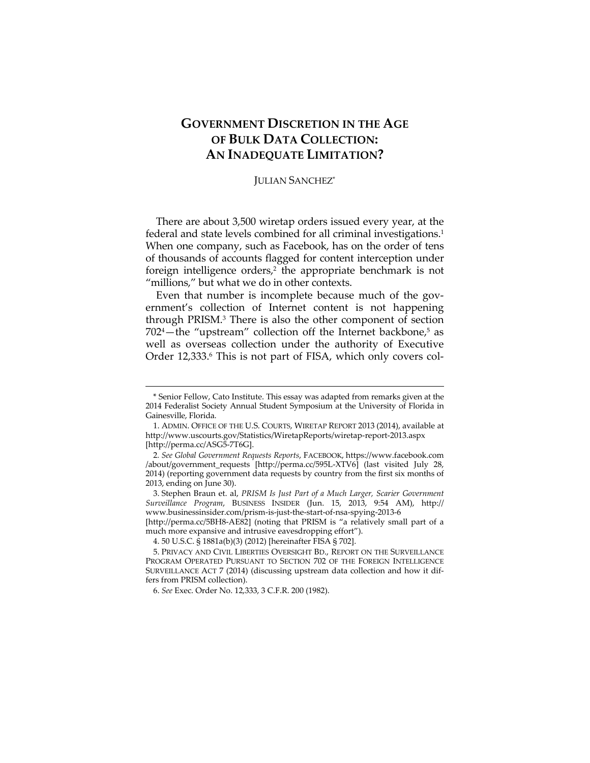# GOVERNMENT DISCRETION IN THE AGE OF BULK DATA COLLECTION: AN INADEQUATE LIMITATION?

JULIAN SANCHEZ*

There are about 3,500 wiretap orders issued every year, at the federal and state levels combined for all criminal investigations.[1] When one company, such as Facebook, has on the order of tens of thousands of accounts flagged for content interception under foreign intelligence orders,[2] the appropriate benchmark is not "millions," but what we do in other contexts.

Even that number is incomplete because much of the government's collection of Internet content is not happening through PRISM.[3] There is also the other component of section 702[4]—the "upstream" collection off the Internet backbone,[5] as well as overseas collection under the authority of Executive Order 12,333.[6] This is not part of FISA, which only covers col-

---

\* Senior Fellow, Cato Institute. This essay was adapted from remarks given at the 2014 Federalist Society Annual Student Symposium at the University of Florida in Gainesville, Florida.

1. ADMIN. OFFICE OF THE U.S. COURTS, WIRETAP REPORT 2013 (2014), available at http://www.uscourts.gov/Statistics/WiretapReports/wiretap-report-2013.aspx [http://perma.cc/ASG5-7T6G].

2. *See Global Government Requests Reports*, FACEBOOK, https://www.facebook.com/about/government_requests [http://perma.cc/595L-XTV6] (last visited July 28, 2014) (reporting government data requests by country from the first six months of 2013, ending on June 30).

3. Stephen Braun et. al, *PRISM Is Just Part of a Much Larger, Scarier Government Surveillance Program*, BUSINESS INSIDER (Jun. 15, 2013, 9:54 AM), http://www.businessinsider.com/prism-is-just-the-start-of-nsa-spying-2013-6 [http://perma.cc/5BH8-AE82] (noting that PRISM is "a relatively small part of a much more expansive and intrusive eavesdropping effort").

4. 50 U.S.C. § 1881a(b)(3) (2012) [hereinafter FISA § 702].

5. PRIVACY AND CIVIL LIBERTIES OVERSIGHT BD., REPORT ON THE SURVEILLANCE PROGRAM OPERATED PURSUANT TO SECTION 702 OF THE FOREIGN INTELLIGENCE SURVEILLANCE ACT 7 (2014) (discussing upstream data collection and how it differs from PRISM collection).

6. *See* Exec. Order No. 12,333, 3 C.F.R. 200 (1982).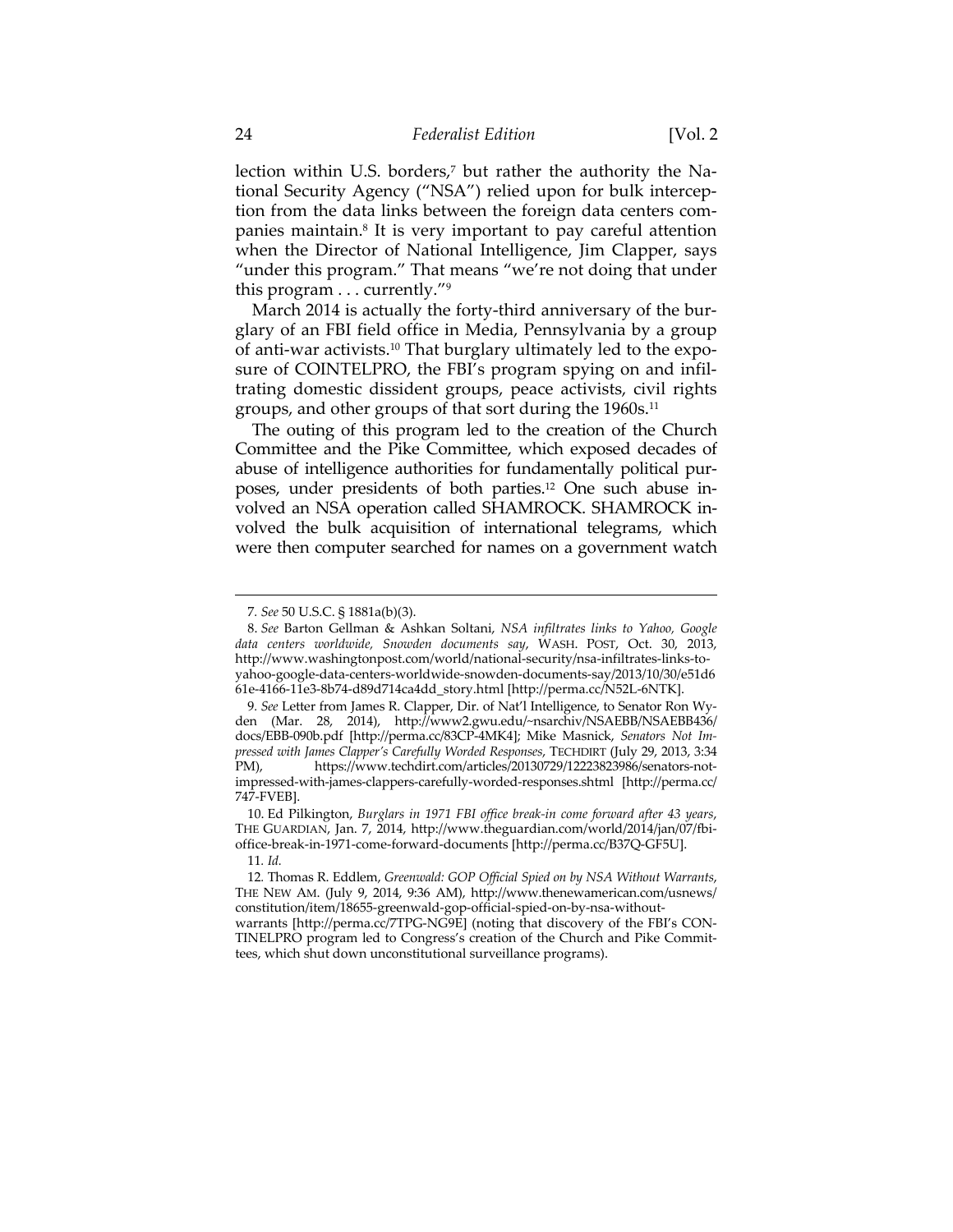lection within U.S. borders,[7] but rather the authority the National Security Agency ("NSA") relied upon for bulk interception from the data links between the foreign data centers companies maintain.[8] It is very important to pay careful attention when the Director of National Intelligence, Jim Clapper, says "under this program." That means "we're not doing that under this program . . . currently."[9]

March 2014 is actually the forty-third anniversary of the burglary of an FBI field office in Media, Pennsylvania by a group of anti-war activists.[10] That burglary ultimately led to the exposure of COINTELPRO, the FBI's program spying on and infiltrating domestic dissident groups, peace activists, civil rights groups, and other groups of that sort during the 1960s.[11]

The outing of this program led to the creation of the Church Committee and the Pike Committee, which exposed decades of abuse of intelligence authorities for fundamentally political purposes, under presidents of both parties.[12] One such abuse involved an NSA operation called SHAMROCK. SHAMROCK involved the bulk acquisition of international telegrams, which were then computer searched for names on a government watch

---

7. *See* 50 U.S.C. § 1881a(b)(3).

8. *See* Barton Gellman & Ashkan Soltani, *NSA infiltrates links to Yahoo, Google data centers worldwide, Snowden documents say*, WASH. POST, Oct. 30, 2013, http://www.washingtonpost.com/world/national-security/nsa-infiltrates-links-to-yahoo-google-data-centers-worldwide-snowden-documents-say/2013/10/30/e51d661e-4166-11e3-8b74-d89d714ca4dd_story.html [http://perma.cc/N52L-6NTK].

9. *See* Letter from James R. Clapper, Dir. of Nat'l Intelligence, to Senator Ron Wyden (Mar. 28, 2014), http://www2.gwu.edu/~nsarchiv/NSAEBB/NSAEBB436/docs/EBB-090b.pdf [http://perma.cc/83CP-4MK4]; Mike Masnick, *Senators Not Impressed with James Clapper's Carefully Worded Responses*, TECHDIRT (July 29, 2013, 3:34 PM), https://www.techdirt.com/articles/20130729/12223823986/senators-not-impressed-with-james-clappers-carefully-worded-responses.shtml [http://perma.cc/747-FVEB].

10. Ed Pilkington, *Burglars in 1971 FBI office break-in come forward after 43 years*, THE GUARDIAN, Jan. 7, 2014, http://www.theguardian.com/world/2014/jan/07/fbi-office-break-in-1971-come-forward-documents [http://perma.cc/B37Q-GF5U].

11. *Id.*

12. Thomas R. Eddlem, *Greenwald: GOP Official Spied on by NSA Without Warrants*, THE NEW AM. (July 9, 2014, 9:36 AM), http://www.thenewamerican.com/usnews/constitution/item/18655-greenwald-gop-official-spied-on-by-nsa-without-warrants [http://perma.cc/7TPG-NG9E] (noting that discovery of the FBI's CONTINELPRO program led to Congress's creation of the Church and Pike Committees, which shut down unconstitutional surveillance programs).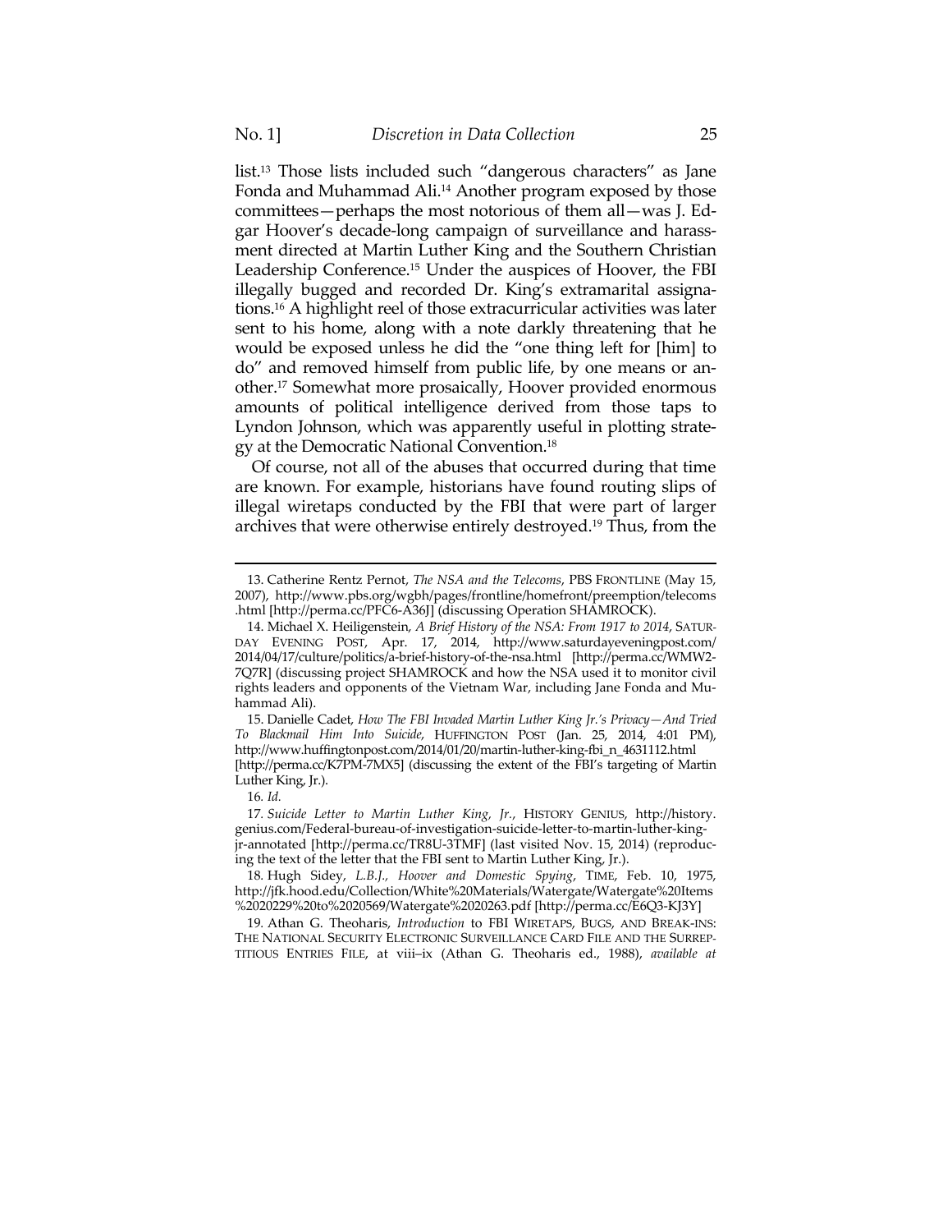list.[13] Those lists included such "dangerous characters" as Jane Fonda and Muhammad Ali.[14] Another program exposed by those committees—perhaps the most notorious of them all—was J. Edgar Hoover's decade-long campaign of surveillance and harassment directed at Martin Luther King and the Southern Christian Leadership Conference.[15] Under the auspices of Hoover, the FBI illegally bugged and recorded Dr. King's extramarital assignations.[16] A highlight reel of those extracurricular activities was later sent to his home, along with a note darkly threatening that he would be exposed unless he did the "one thing left for [him] to do" and removed himself from public life, by one means or another.[17] Somewhat more prosaically, Hoover provided enormous amounts of political intelligence derived from those taps to Lyndon Johnson, which was apparently useful in plotting strategy at the Democratic National Convention.[18]

Of course, not all of the abuses that occurred during that time are known. For example, historians have found routing slips of illegal wiretaps conducted by the FBI that were part of larger archives that were otherwise entirely destroyed.[19] Thus, from the

---

13. Catherine Rentz Pernot, *The NSA and the Telecoms*, PBS FRONTLINE (May 15, 2007), http://www.pbs.org/wgbh/pages/frontline/homefront/preemption/telecoms.html [http://perma.cc/PFC6-A36J] (discussing Operation SHAMROCK).

14. Michael X. Heiligenstein, *A Brief History of the NSA: From 1917 to 2014*, SATURDAY EVENING POST, Apr. 17, 2014, http://www.saturdayeveningpost.com/2014/04/17/culture/politics/a-brief-history-of-the-nsa.html [http://perma.cc/WMW2-7Q7R] (discussing project SHAMROCK and how the NSA used it to monitor civil rights leaders and opponents of the Vietnam War, including Jane Fonda and Muhammad Ali).

15. Danielle Cadet, *How The FBI Invaded Martin Luther King Jr.'s Privacy—And Tried To Blackmail Him Into Suicide*, HUFFINGTON POST (Jan. 25, 2014, 4:01 PM), http://www.huffingtonpost.com/2014/01/20/martin-luther-king-fbi_n_4631112.html [http://perma.cc/K7PM-7MX5] (discussing the extent of the FBI's targeting of Martin Luther King, Jr.).

16. *Id.*

17. *Suicide Letter to Martin Luther King, Jr.*, HISTORY GENIUS, http://history.genius.com/Federal-bureau-of-investigation-suicide-letter-to-martin-luther-king-jr-annotated [http://perma.cc/TR8U-3TMF] (last visited Nov. 15, 2014) (reproducing the text of the letter that the FBI sent to Martin Luther King, Jr.).

18. Hugh Sidey, *L.B.J., Hoover and Domestic Spying*, TIME, Feb. 10, 1975, http://jfk.hood.edu/Collection/White%20Materials/Watergate/Watergate%20Items%2020229%20to%2020569/Watergate%2020263.pdf [http://perma.cc/E6Q3-KJ3Y]

19. Athan G. Theoharis, *Introduction* to FBI WIRETAPS, BUGS, AND BREAK-INS: THE NATIONAL SECURITY ELECTRONIC SURVEILLANCE CARD FILE AND THE SURREPTITIOUS ENTRIES FILE, at viii–ix (Athan G. Theoharis ed., 1988), *available at*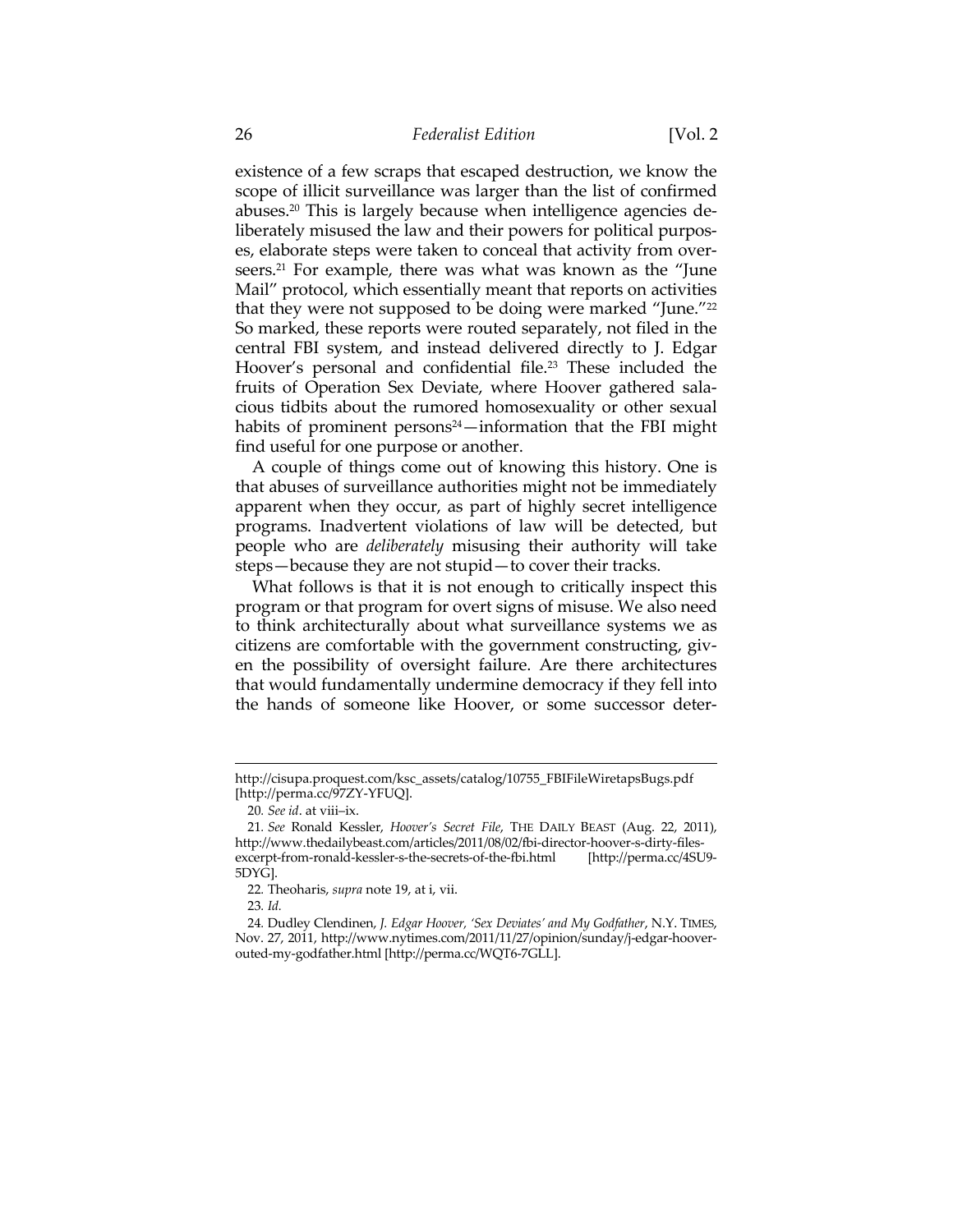existence of a few scraps that escaped destruction, we know the scope of illicit surveillance was larger than the list of confirmed abuses.[20] This is largely because when intelligence agencies deliberately misused the law and their powers for political purposes, elaborate steps were taken to conceal that activity from overseers.[21] For example, there was what was known as the "June Mail" protocol, which essentially meant that reports on activities that they were not supposed to be doing were marked "June."[22] So marked, these reports were routed separately, not filed in the central FBI system, and instead delivered directly to J. Edgar Hoover's personal and confidential file.[23] These included the fruits of Operation Sex Deviate, where Hoover gathered salacious tidbits about the rumored homosexuality or other sexual habits of prominent persons[24]—information that the FBI might find useful for one purpose or another.

A couple of things come out of knowing this history. One is that abuses of surveillance authorities might not be immediately apparent when they occur, as part of highly secret intelligence programs. Inadvertent violations of law will be detected, but people who are *deliberately* misusing their authority will take steps—because they are not stupid—to cover their tracks.

What follows is that it is not enough to critically inspect this program or that program for overt signs of misuse. We also need to think architecturally about what surveillance systems we as citizens are comfortable with the government constructing, given the possibility of oversight failure. Are there architectures that would fundamentally undermine democracy if they fell into the hands of someone like Hoover, or some successor deter-

---

http://cisupa.proquest.com/ksc_assets/catalog/10755_FBIFileWiretapsBugs.pdf [http://perma.cc/97ZY-YFUQ].

20. *See id*. at viii–ix.

21. *See* Ronald Kessler, *Hoover's Secret File*, THE DAILY BEAST (Aug. 22, 2011), http://www.thedailybeast.com/articles/2011/08/02/fbi-director-hoover-s-dirty-files-excerpt-from-ronald-kessler-s-the-secrets-of-the-fbi.html [http://perma.cc/4SU9-5DYG].

22. Theoharis, *supra* note 19, at i, vii.

23. *Id.*

24. Dudley Clendinen, *J. Edgar Hoover, 'Sex Deviates' and My Godfather*, N.Y. TIMES, Nov. 27, 2011, http://www.nytimes.com/2011/11/27/opinion/sunday/j-edgar-hoover-outed-my-godfather.html [http://perma.cc/WQT6-7GLL].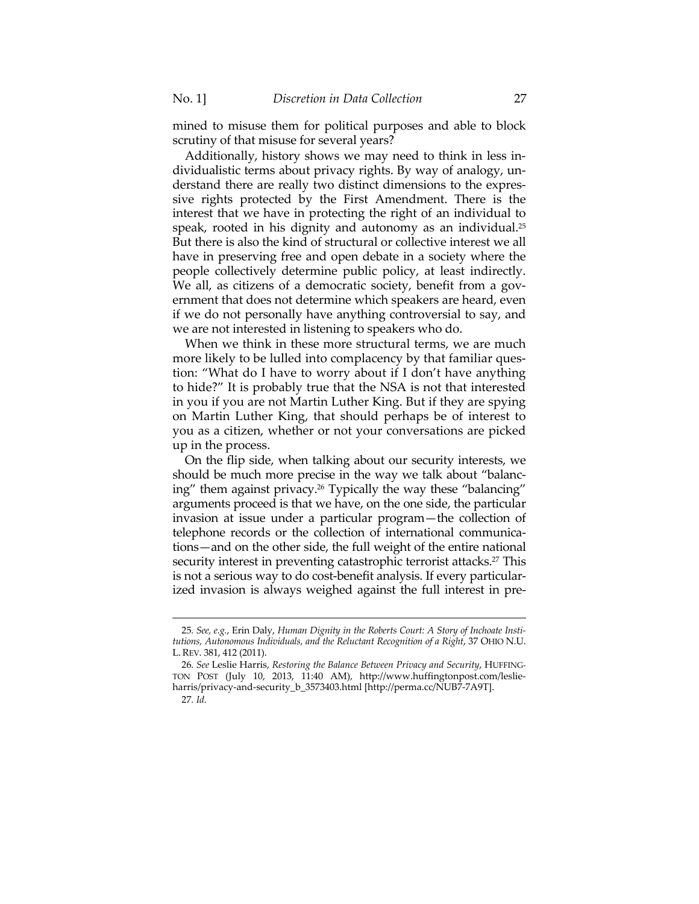mined to misuse them for political purposes and able to block scrutiny of that misuse for several years?

Additionally, history shows we may need to think in less individualistic terms about privacy rights. By way of analogy, understand there are really two distinct dimensions to the expressive rights protected by the First Amendment. There is the interest that we have in protecting the right of an individual to speak, rooted in his dignity and autonomy as an individual.[25] But there is also the kind of structural or collective interest we all have in preserving free and open debate in a society where the people collectively determine public policy, at least indirectly. We all, as citizens of a democratic society, benefit from a government that does not determine which speakers are heard, even if we do not personally have anything controversial to say, and we are not interested in listening to speakers who do.

When we think in these more structural terms, we are much more likely to be lulled into complacency by that familiar question: "What do I have to worry about if I don't have anything to hide?" It is probably true that the NSA is not that interested in you if you are not Martin Luther King. But if they are spying on Martin Luther King, that should perhaps be of interest to you as a citizen, whether or not your conversations are picked up in the process.

On the flip side, when talking about our security interests, we should be much more precise in the way we talk about "balancing" them against privacy.[26] Typically the way these "balancing" arguments proceed is that we have, on the one side, the particular invasion at issue under a particular program—the collection of telephone records or the collection of international communications—and on the other side, the full weight of the entire national security interest in preventing catastrophic terrorist attacks.[27] This is not a serious way to do cost-benefit analysis. If every particularized invasion is always weighed against the full interest in pre-

---

25. *See, e.g.*, Erin Daly, *Human Dignity in the Roberts Court: A Story of Inchoate Institutions, Autonomous Individuals, and the Reluctant Recognition of a Right*, 37 OHIO N.U. L. REV. 381, 412 (2011).

26. *See* Leslie Harris, *Restoring the Balance Between Privacy and Security*, HUFFINGTON POST (July 10, 2013, 11:40 AM), http://www.huffingtonpost.com/leslie-harris/privacy-and-security_b_3573403.html [http://perma.cc/NUB7-7A9T].

27. *Id.*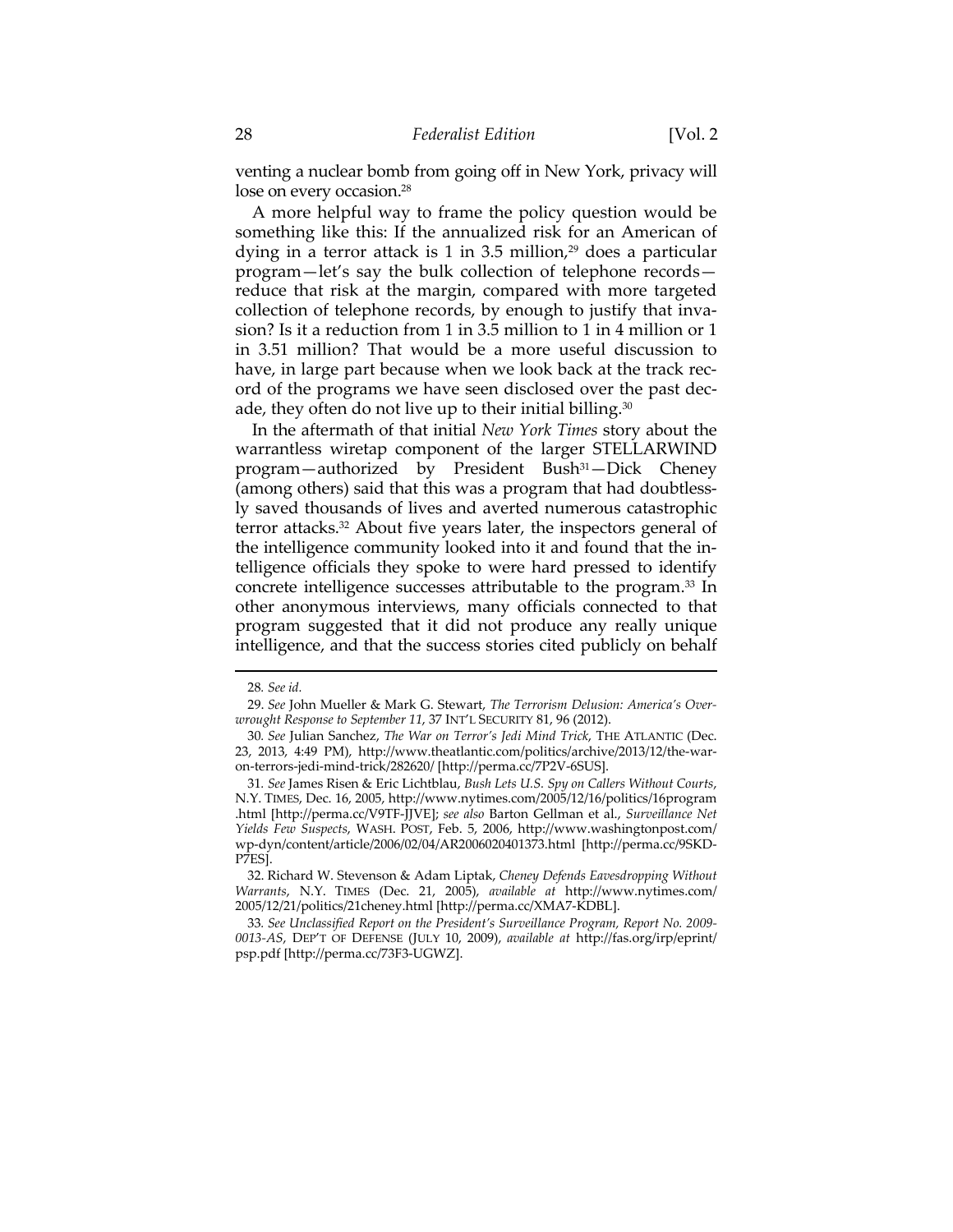venting a nuclear bomb from going off in New York, privacy will lose on every occasion.[28]

A more helpful way to frame the policy question would be something like this: If the annualized risk for an American of dying in a terror attack is 1 in 3.5 million,[29] does a particular program—let's say the bulk collection of telephone records—reduce that risk at the margin, compared with more targeted collection of telephone records, by enough to justify that invasion? Is it a reduction from 1 in 3.5 million to 1 in 4 million or 1 in 3.51 million? That would be a more useful discussion to have, in large part because when we look back at the track record of the programs we have seen disclosed over the past decade, they often do not live up to their initial billing.[30]

In the aftermath of that initial *New York Times* story about the warrantless wiretap component of the larger STELLARWIND program—authorized by President Bush[31]—Dick Cheney (among others) said that this was a program that had doubtlessly saved thousands of lives and averted numerous catastrophic terror attacks.[32] About five years later, the inspectors general of the intelligence community looked into it and found that the intelligence officials they spoke to were hard pressed to identify concrete intelligence successes attributable to the program.[33] In other anonymous interviews, many officials connected to that program suggested that it did not produce any really unique intelligence, and that the success stories cited publicly on behalf

---

28. *See id.*

29. *See* John Mueller & Mark G. Stewart, *The Terrorism Delusion: America's Overwrought Response to September 11*, 37 INT'L SECURITY 81, 96 (2012).

30. *See* Julian Sanchez, *The War on Terror's Jedi Mind Trick*, THE ATLANTIC (Dec. 23, 2013, 4:49 PM), http://www.theatlantic.com/politics/archive/2013/12/the-war-on-terrors-jedi-mind-trick/282620/ [http://perma.cc/7P2V-6SUS].

31. *See* James Risen & Eric Lichtblau, *Bush Lets U.S. Spy on Callers Without Courts*, N.Y. TIMES, Dec. 16, 2005, http://www.nytimes.com/2005/12/16/politics/16program.html [http://perma.cc/V9TF-JJVE]; *see also* Barton Gellman et al., *Surveillance Net Yields Few Suspects*, WASH. POST, Feb. 5, 2006, http://www.washingtonpost.com/wp-dyn/content/article/2006/02/04/AR2006020401373.html [http://perma.cc/9SKD-P7ES].

32. Richard W. Stevenson & Adam Liptak, *Cheney Defends Eavesdropping Without Warrants*, N.Y. TIMES (Dec. 21, 2005), *available at* http://www.nytimes.com/2005/12/21/politics/21cheney.html [http://perma.cc/XMA7-KDBL].

33. *See Unclassified Report on the President's Surveillance Program, Report No. 2009-0013-AS*, DEP'T OF DEFENSE (JULY 10, 2009), *available at* http://fas.org/irp/eprint/psp.pdf [http://perma.cc/73F3-UGWZ].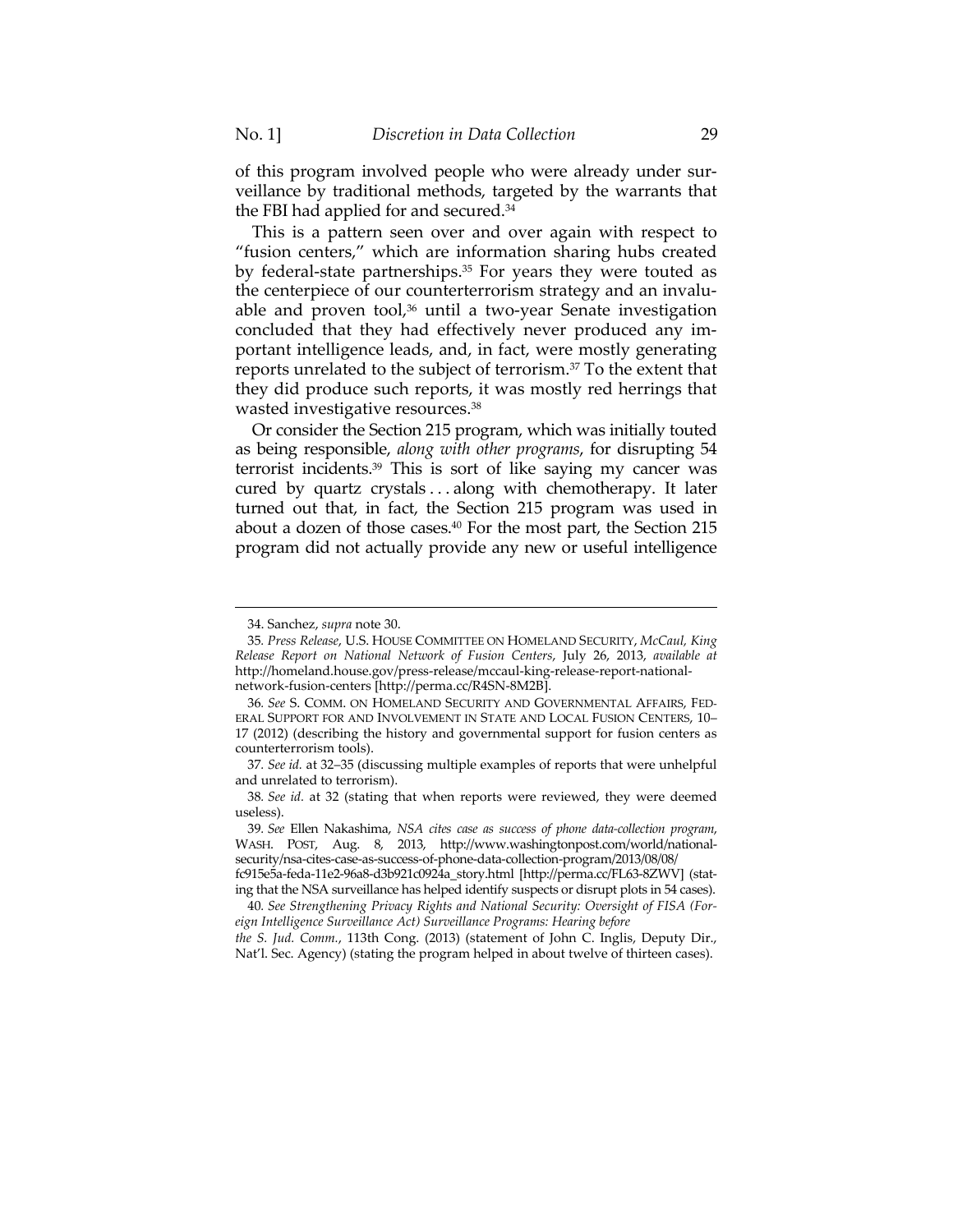of this program involved people who were already under surveillance by traditional methods, targeted by the warrants that the FBI had applied for and secured.[34]

This is a pattern seen over and over again with respect to "fusion centers," which are information sharing hubs created by federal-state partnerships.[35] For years they were touted as the centerpiece of our counterterrorism strategy and an invaluable and proven tool,[36] until a two-year Senate investigation concluded that they had effectively never produced any important intelligence leads, and, in fact, were mostly generating reports unrelated to the subject of terrorism.[37] To the extent that they did produce such reports, it was mostly red herrings that wasted investigative resources.[38]

Or consider the Section 215 program, which was initially touted as being responsible, *along with other programs*, for disrupting 54 terrorist incidents.[39] This is sort of like saying my cancer was cured by quartz crystals . . . along with chemotherapy. It later turned out that, in fact, the Section 215 program was used in about a dozen of those cases.[40] For the most part, the Section 215 program did not actually provide any new or useful intelligence

---

34. Sanchez, *supra* note 30.

35. *Press Release*, U.S. HOUSE COMMITTEE ON HOMELAND SECURITY, *McCaul, King Release Report on National Network of Fusion Centers*, July 26, 2013, *available at* http://homeland.house.gov/press-release/mccaul-king-release-report-national-network-fusion-centers [http://perma.cc/R4SN-8M2B].

36. *See* S. COMM. ON HOMELAND SECURITY AND GOVERNMENTAL AFFAIRS, FEDERAL SUPPORT FOR AND INVOLVEMENT IN STATE AND LOCAL FUSION CENTERS, 10–17 (2012) (describing the history and governmental support for fusion centers as counterterrorism tools).

37. *See id.* at 32–35 (discussing multiple examples of reports that were unhelpful and unrelated to terrorism).

38. *See id*. at 32 (stating that when reports were reviewed, they were deemed useless).

39. *See* Ellen Nakashima, *NSA cites case as success of phone data-collection program*, WASH. POST, Aug. 8, 2013, http://www.washingtonpost.com/world/national-security/nsa-cites-case-as-success-of-phone-data-collection-program/2013/08/08/fc915e5a-feda-11e2-96a8-d3b921c0924a_story.html [http://perma.cc/FL63-8ZWV] (stating that the NSA surveillance has helped identify suspects or disrupt plots in 54 cases).

40. *See Strengthening Privacy Rights and National Security: Oversight of FISA (Foreign Intelligence Surveillance Act) Surveillance Programs: Hearing before the S. Jud. Comm.*, 113th Cong. (2013) (statement of John C. Inglis, Deputy Dir., Nat'l. Sec. Agency) (stating the program helped in about twelve of thirteen cases).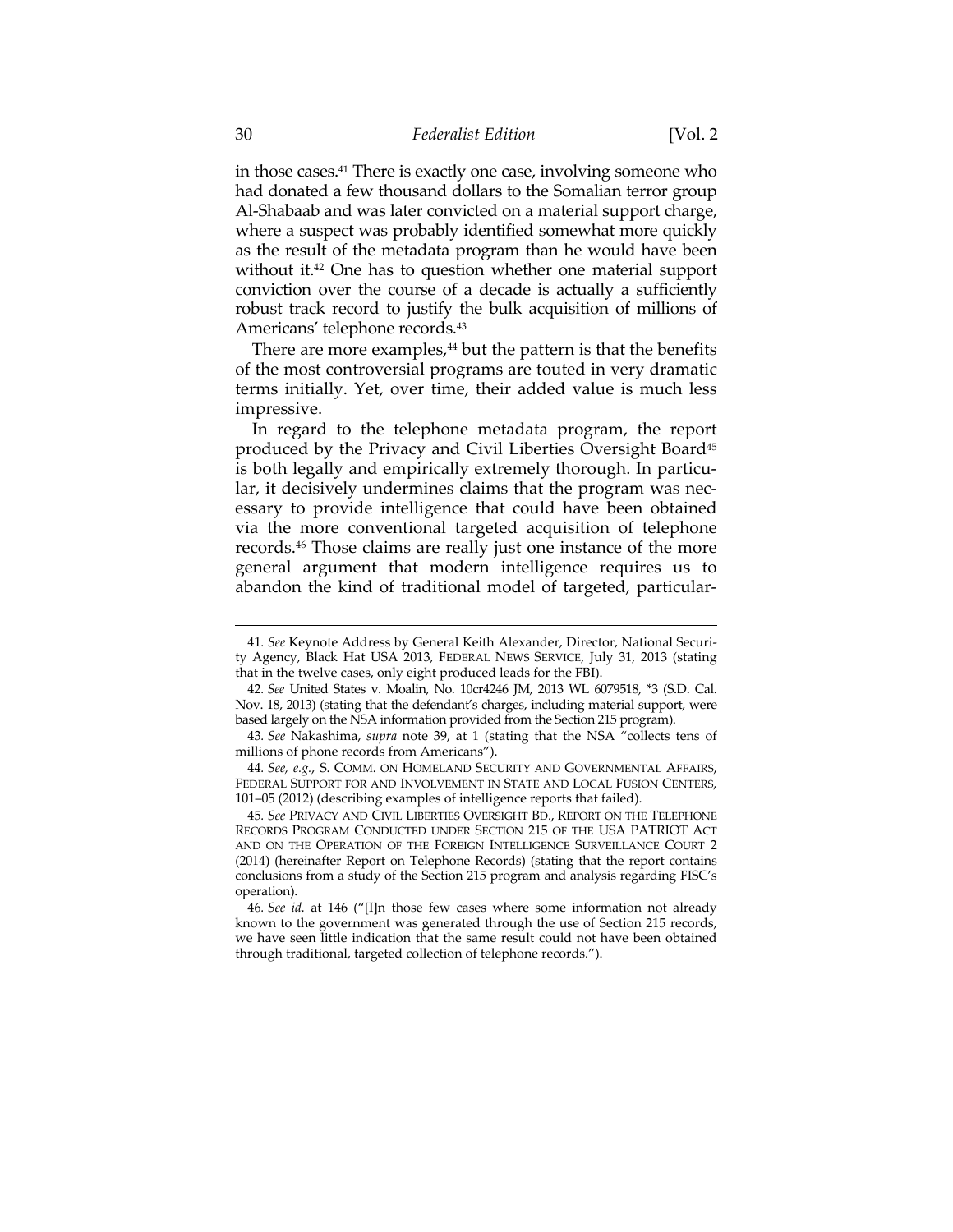in those cases.[41] There is exactly one case, involving someone who had donated a few thousand dollars to the Somalian terror group Al-Shabaab and was later convicted on a material support charge, where a suspect was probably identified somewhat more quickly as the result of the metadata program than he would have been without it.[42] One has to question whether one material support conviction over the course of a decade is actually a sufficiently robust track record to justify the bulk acquisition of millions of Americans' telephone records.[43]

There are more examples,[44] but the pattern is that the benefits of the most controversial programs are touted in very dramatic terms initially. Yet, over time, their added value is much less impressive.

In regard to the telephone metadata program, the report produced by the Privacy and Civil Liberties Oversight Board[45] is both legally and empirically extremely thorough. In particular, it decisively undermines claims that the program was necessary to provide intelligence that could have been obtained via the more conventional targeted acquisition of telephone records.[46] Those claims are really just one instance of the more general argument that modern intelligence requires us to abandon the kind of traditional model of targeted, particular-

---

41. *See* Keynote Address by General Keith Alexander, Director, National Security Agency, Black Hat USA 2013, FEDERAL NEWS SERVICE, July 31, 2013 (stating that in the twelve cases, only eight produced leads for the FBI).

42. *See* United States v. Moalin, No. 10cr4246 JM, 2013 WL 6079518, *3 (S.D. Cal. Nov. 18, 2013) (stating that the defendant's charges, including material support, were based largely on the NSA information provided from the Section 215 program).

43. *See* Nakashima, *supra* note 39, at 1 (stating that the NSA "collects tens of millions of phone records from Americans").

44. *See, e.g.*, S. COMM. ON HOMELAND SECURITY AND GOVERNMENTAL AFFAIRS, FEDERAL SUPPORT FOR AND INVOLVEMENT IN STATE AND LOCAL FUSION CENTERS, 101–05 (2012) (describing examples of intelligence reports that failed).

45. *See* PRIVACY AND CIVIL LIBERTIES OVERSIGHT BD., REPORT ON THE TELEPHONE RECORDS PROGRAM CONDUCTED UNDER SECTION 215 OF THE USA PATRIOT ACT AND ON THE OPERATION OF THE FOREIGN INTELLIGENCE SURVEILLANCE COURT 2 (2014) (hereinafter Report on Telephone Records) (stating that the report contains conclusions from a study of the Section 215 program and analysis regarding FISC's operation).

46. *See id.* at 146 ("[I]n those few cases where some information not already known to the government was generated through the use of Section 215 records, we have seen little indication that the same result could not have been obtained through traditional, targeted collection of telephone records.").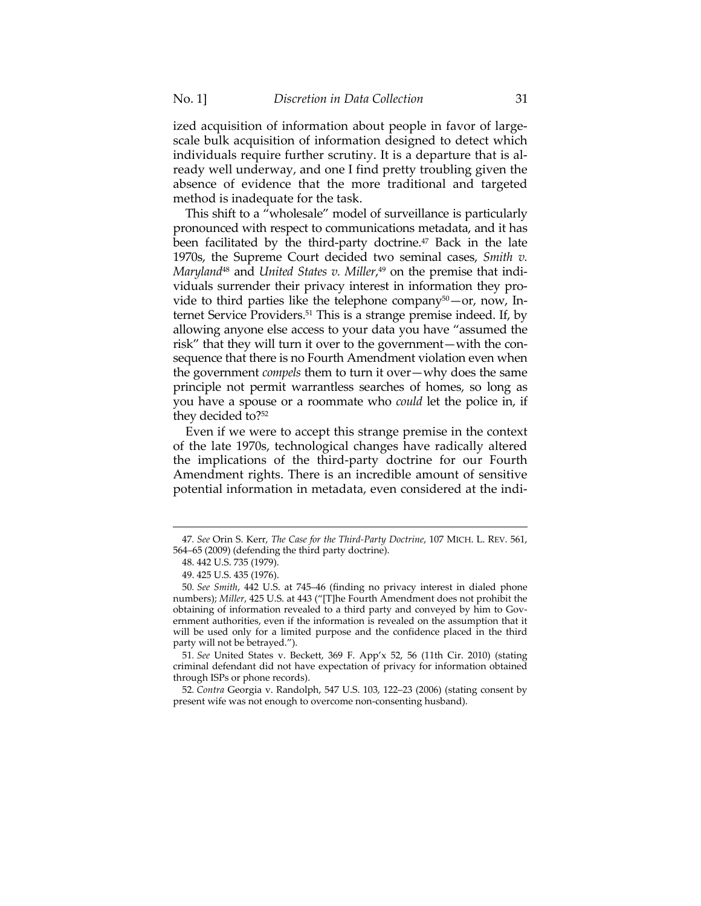ized acquisition of information about people in favor of large-scale bulk acquisition of information designed to detect which individuals require further scrutiny. It is a departure that is already well underway, and one I find pretty troubling given the absence of evidence that the more traditional and targeted method is inadequate for the task.

This shift to a "wholesale" model of surveillance is particularly pronounced with respect to communications metadata, and it has been facilitated by the third-party doctrine.[47] Back in the late 1970s, the Supreme Court decided two seminal cases, *Smith v. Maryland*[48] and *United States v. Miller*,[49] on the premise that individuals surrender their privacy interest in information they provide to third parties like the telephone company[50]—or, now, Internet Service Providers.[51] This is a strange premise indeed. If, by allowing anyone else access to your data you have "assumed the risk" that they will turn it over to the government—with the consequence that there is no Fourth Amendment violation even when the government *compels* them to turn it over—why does the same principle not permit warrantless searches of homes, so long as you have a spouse or a roommate who *could* let the police in, if they decided to?[52]

Even if we were to accept this strange premise in the context of the late 1970s, technological changes have radically altered the implications of the third-party doctrine for our Fourth Amendment rights. There is an incredible amount of sensitive potential information in metadata, even considered at the indi-

---

47. *See* Orin S. Kerr, *The Case for the Third-Party Doctrine*, 107 MICH. L. REV. 561, 564–65 (2009) (defending the third party doctrine).

48. 442 U.S. 735 (1979).

49. 425 U.S. 435 (1976).

50. *See Smith*, 442 U.S. at 745–46 (finding no privacy interest in dialed phone numbers); *Miller*, 425 U.S. at 443 ("[T]he Fourth Amendment does not prohibit the obtaining of information revealed to a third party and conveyed by him to Government authorities, even if the information is revealed on the assumption that it will be used only for a limited purpose and the confidence placed in the third party will not be betrayed.").

51. *See* United States v. Beckett, 369 F. App'x 52, 56 (11th Cir. 2010) (stating criminal defendant did not have expectation of privacy for information obtained through ISPs or phone records).

52. *Contra* Georgia v. Randolph, 547 U.S. 103, 122–23 (2006) (stating consent by present wife was not enough to overcome non-consenting husband).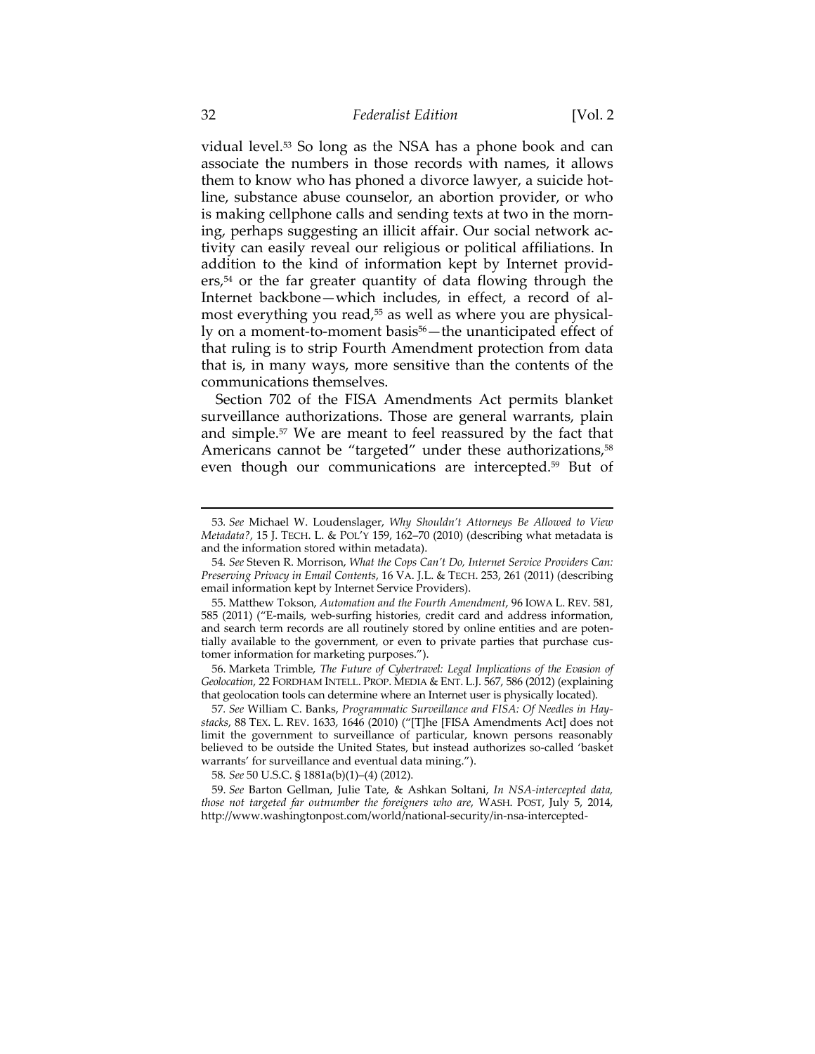vidual level.[53] So long as the NSA has a phone book and can associate the numbers in those records with names, it allows them to know who has phoned a divorce lawyer, a suicide hotline, substance abuse counselor, an abortion provider, or who is making cellphone calls and sending texts at two in the morning, perhaps suggesting an illicit affair. Our social network activity can easily reveal our religious or political affiliations. In addition to the kind of information kept by Internet providers,[54] or the far greater quantity of data flowing through the Internet backbone—which includes, in effect, a record of almost everything you read,[55] as well as where you are physically on a moment-to-moment basis[56]—the unanticipated effect of that ruling is to strip Fourth Amendment protection from data that is, in many ways, more sensitive than the contents of the communications themselves.

Section 702 of the FISA Amendments Act permits blanket surveillance authorizations. Those are general warrants, plain and simple.[57] We are meant to feel reassured by the fact that Americans cannot be "targeted" under these authorizations,[58] even though our communications are intercepted.[59] But of

---

53. *See* Michael W. Loudenslager, *Why Shouldn't Attorneys Be Allowed to View Metadata?*, 15 J. TECH. L. & POL'Y 159, 162–70 (2010) (describing what metadata is and the information stored within metadata).

54. *See* Steven R. Morrison, *What the Cops Can't Do, Internet Service Providers Can: Preserving Privacy in Email Contents*, 16 VA. J.L. & TECH. 253, 261 (2011) (describing email information kept by Internet Service Providers).

55. Matthew Tokson, *Automation and the Fourth Amendment*, 96 IOWA L. REV. 581, 585 (2011) ("E-mails, web-surfing histories, credit card and address information, and search term records are all routinely stored by online entities and are potentially available to the government, or even to private parties that purchase customer information for marketing purposes.").

56. Marketa Trimble, *The Future of Cybertravel: Legal Implications of the Evasion of Geolocation*, 22 FORDHAM INTELL. PROP. MEDIA & ENT. L.J. 567, 586 (2012) (explaining that geolocation tools can determine where an Internet user is physically located).

57. *See* William C. Banks, *Programmatic Surveillance and FISA: Of Needles in Haystacks*, 88 TEX. L. REV. 1633, 1646 (2010) ("[T]he [FISA Amendments Act] does not limit the government to surveillance of particular, known persons reasonably believed to be outside the United States, but instead authorizes so-called 'basket warrants' for surveillance and eventual data mining.").

58. *See* 50 U.S.C. § 1881a(b)(1)–(4) (2012).

59. *See* Barton Gellman, Julie Tate, & Ashkan Soltani, *In NSA-intercepted data, those not targeted far outnumber the foreigners who are*, WASH. POST, July 5, 2014, http://www.washingtonpost.com/world/national-security/in-nsa-intercepted-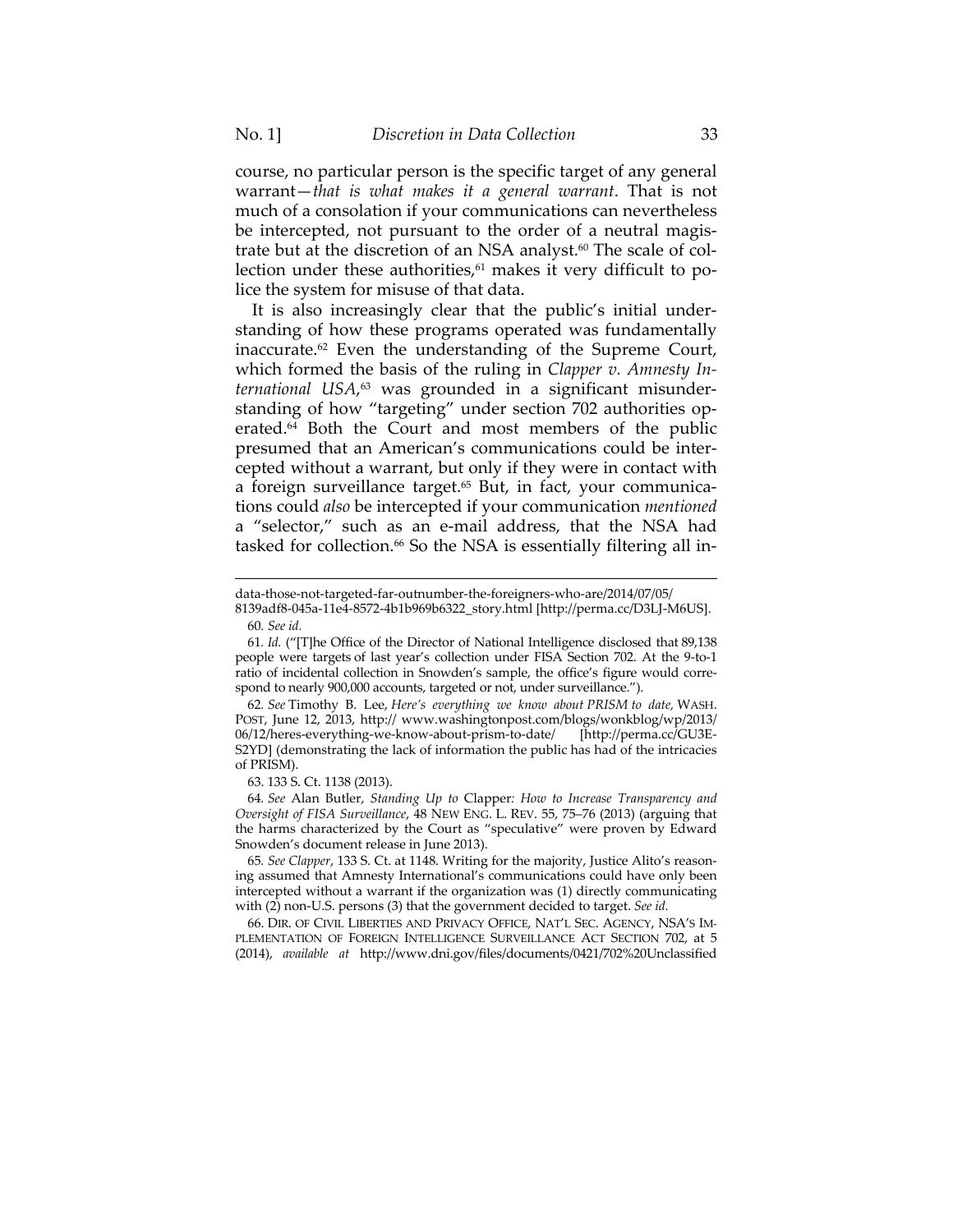course, no particular person is the specific target of any general warrant—*that is what makes it a general warrant*. That is not much of a consolation if your communications can nevertheless be intercepted, not pursuant to the order of a neutral magistrate but at the discretion of an NSA analyst.[60] The scale of collection under these authorities,[61] makes it very difficult to police the system for misuse of that data.

It is also increasingly clear that the public's initial understanding of how these programs operated was fundamentally inaccurate.[62] Even the understanding of the Supreme Court, which formed the basis of the ruling in *Clapper v. Amnesty International USA*,[63] was grounded in a significant misunderstanding of how "targeting" under section 702 authorities operated.[64] Both the Court and most members of the public presumed that an American's communications could be intercepted without a warrant, but only if they were in contact with a foreign surveillance target.[65] But, in fact, your communications could *also* be intercepted if your communication *mentioned* a "selector," such as an e-mail address, that the NSA had tasked for collection.[66] So the NSA is essentially filtering all in-

---

data-those-not-targeted-far-outnumber-the-foreigners-who-are/2014/07/05/8139adf8-045a-11e4-8572-4b1b969b6322_story.html [http://perma.cc/D3LJ-M6US].

60. *See id.*

61. *Id.* ("[T]he Office of the Director of National Intelligence disclosed that 89,138 people were targets of last year's collection under FISA Section 702. At the 9-to-1 ratio of incidental collection in Snowden's sample, the office's figure would correspond to nearly 900,000 accounts, targeted or not, under surveillance.").

62. *See* Timothy B. Lee, *Here's everything we know about PRISM to date*, WASH. POST, June 12, 2013, http:// www.washingtonpost.com/blogs/wonkblog/wp/2013/06/12/heres-everything-we-know-about-prism-to-date/ [http://perma.cc/GU3E-S2YD] (demonstrating the lack of information the public has had of the intricacies of PRISM).

63. 133 S. Ct. 1138 (2013).

64. *See* Alan Butler, *Standing Up to* Clapper*: How to Increase Transparency and Oversight of FISA Surveillance*, 48 NEW ENG. L. REV. 55, 75–76 (2013) (arguing that the harms characterized by the Court as "speculative" were proven by Edward Snowden's document release in June 2013).

65. *See Clapper*, 133 S. Ct. at 1148. Writing for the majority, Justice Alito's reasoning assumed that Amnesty International's communications could have only been intercepted without a warrant if the organization was (1) directly communicating with (2) non-U.S. persons (3) that the government decided to target. *See id.*

66. DIR. OF CIVIL LIBERTIES AND PRIVACY OFFICE, NAT'L SEC. AGENCY, NSA'S IMPLEMENTATION OF FOREIGN INTELLIGENCE SURVEILLANCE ACT SECTION 702, at 5 (2014), *available at* http://www.dni.gov/files/documents/0421/702%20Unclassified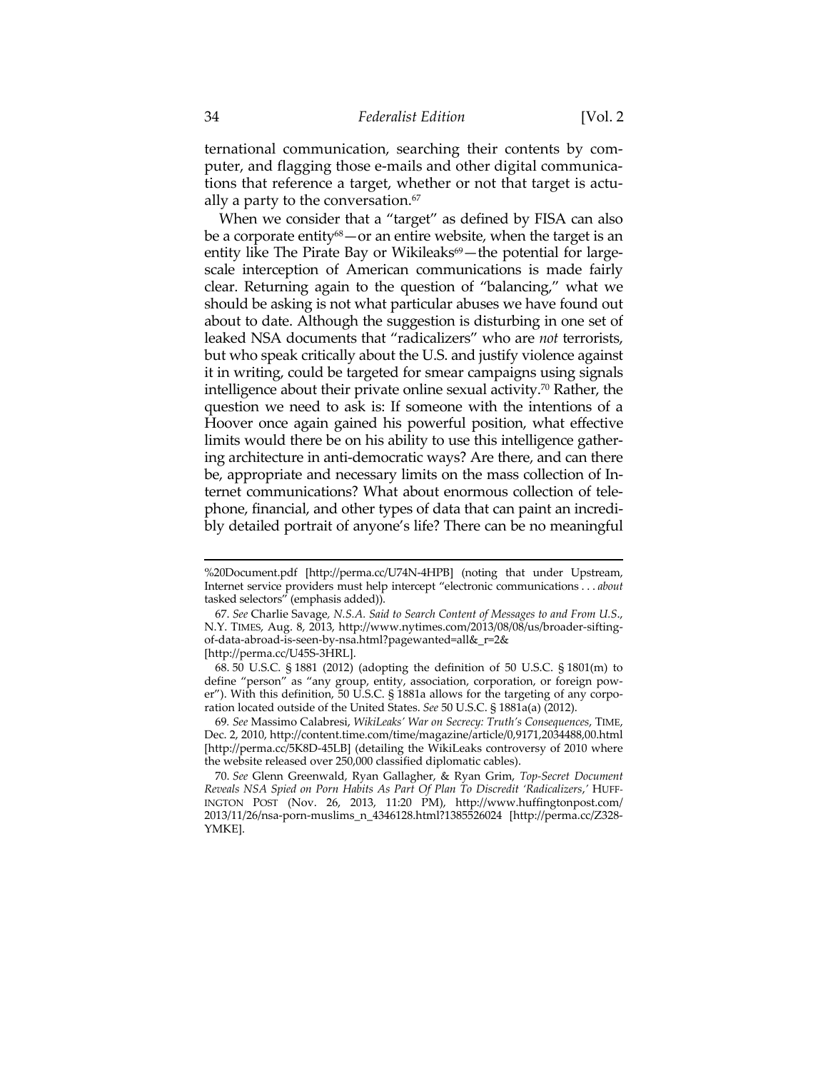ternational communication, searching their contents by computer, and flagging those e-mails and other digital communications that reference a target, whether or not that target is actually a party to the conversation.[67]

When we consider that a "target" as defined by FISA can also be a corporate entity[68]—or an entire website, when the target is an entity like The Pirate Bay or Wikileaks[69]—the potential for large-scale interception of American communications is made fairly clear. Returning again to the question of "balancing," what we should be asking is not what particular abuses we have found out about to date. Although the suggestion is disturbing in one set of leaked NSA documents that "radicalizers" who are *not* terrorists, but who speak critically about the U.S. and justify violence against it in writing, could be targeted for smear campaigns using signals intelligence about their private online sexual activity.[70] Rather, the question we need to ask is: If someone with the intentions of a Hoover once again gained his powerful position, what effective limits would there be on his ability to use this intelligence gathering architecture in anti-democratic ways? Are there, and can there be, appropriate and necessary limits on the mass collection of Internet communications? What about enormous collection of telephone, financial, and other types of data that can paint an incredibly detailed portrait of anyone's life? There can be no meaningful

---

%20Document.pdf [http://perma.cc/U74N-4HPB] (noting that under Upstream, Internet service providers must help intercept "electronic communications . . . *about* tasked selectors" (emphasis added)).

67. *See* Charlie Savage, *N.S.A. Said to Search Content of Messages to and From U.S.*, N.Y. TIMES, Aug. 8, 2013, http://www.nytimes.com/2013/08/08/us/broader-sifting-of-data-abroad-is-seen-by-nsa.html?pagewanted=all&_r=2& [http://perma.cc/U45S-3HRL].

68. 50 U.S.C. § 1881 (2012) (adopting the definition of 50 U.S.C. § 1801(m) to define "person" as "any group, entity, association, corporation, or foreign power"). With this definition, 50 U.S.C. § 1881a allows for the targeting of any corporation located outside of the United States. *See* 50 U.S.C. § 1881a(a) (2012).

69. *See* Massimo Calabresi, *WikiLeaks' War on Secrecy: Truth's Consequences*, TIME, Dec. 2, 2010, http://content.time.com/time/magazine/article/0,9171,2034488,00.html [http://perma.cc/5K8D-45LB] (detailing the WikiLeaks controversy of 2010 where the website released over 250,000 classified diplomatic cables).

70. *See* Glenn Greenwald, Ryan Gallagher, & Ryan Grim, *Top-Secret Document Reveals NSA Spied on Porn Habits As Part Of Plan To Discredit 'Radicalizers*,*'* HUFFINGTON POST (Nov. 26, 2013, 11:20 PM), http://www.huffingtonpost.com/2013/11/26/nsa-porn-muslims_n_4346128.html?1385526024 [http://perma.cc/Z328-YMKE].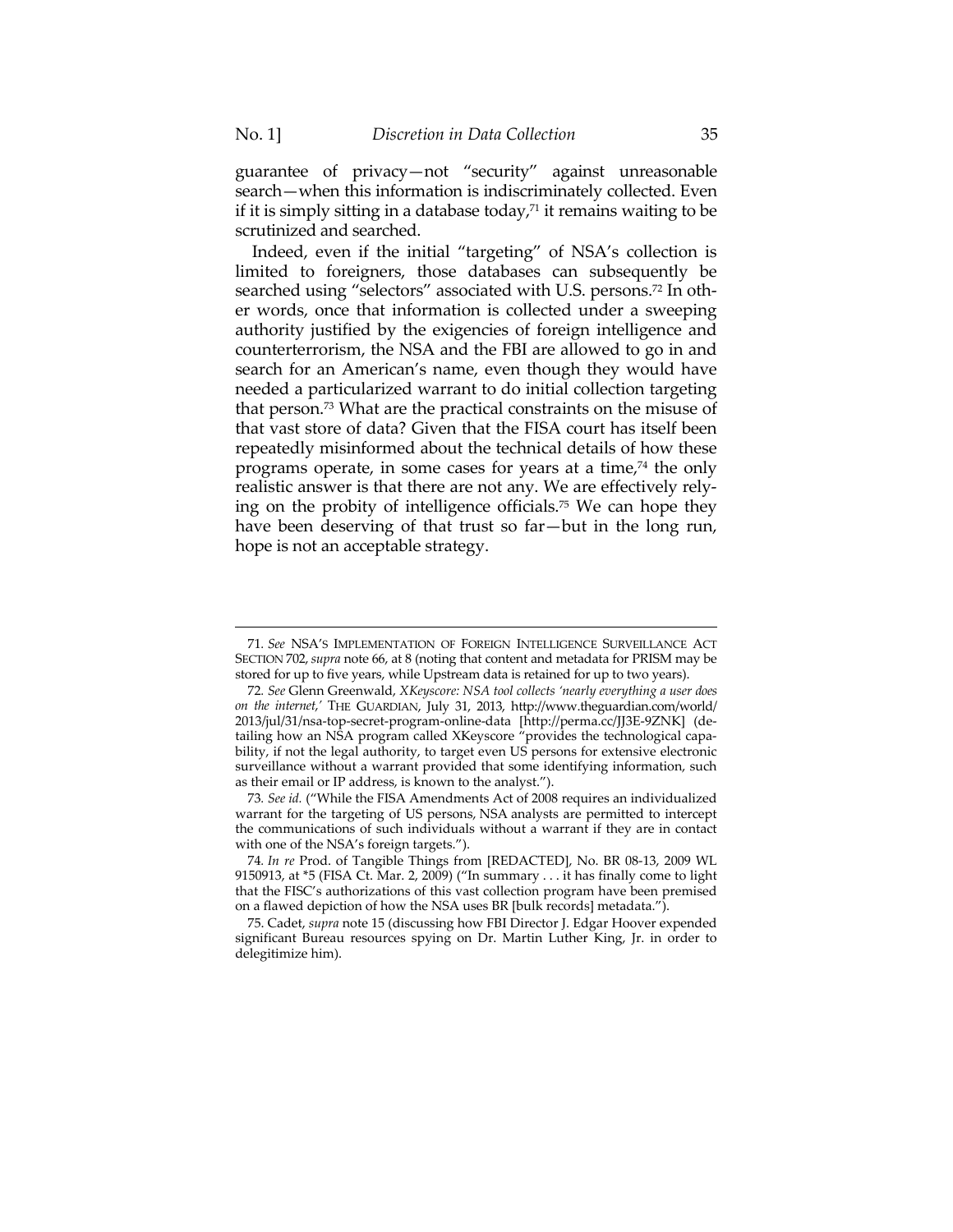guarantee of privacy—not "security" against unreasonable search—when this information is indiscriminately collected. Even if it is simply sitting in a database today,[71] it remains waiting to be scrutinized and searched.

Indeed, even if the initial "targeting" of NSA's collection is limited to foreigners, those databases can subsequently be searched using "selectors" associated with U.S. persons.[72] In other words, once that information is collected under a sweeping authority justified by the exigencies of foreign intelligence and counterterrorism, the NSA and the FBI are allowed to go in and search for an American's name, even though they would have needed a particularized warrant to do initial collection targeting that person.[73] What are the practical constraints on the misuse of that vast store of data? Given that the FISA court has itself been repeatedly misinformed about the technical details of how these programs operate, in some cases for years at a time,[74] the only realistic answer is that there are not any. We are effectively relying on the probity of intelligence officials.[75] We can hope they have been deserving of that trust so far—but in the long run, hope is not an acceptable strategy.

---

71. *See* NSA'S IMPLEMENTATION OF FOREIGN INTELLIGENCE SURVEILLANCE ACT SECTION 702, *supra* note 66, at 8 (noting that content and metadata for PRISM may be stored for up to five years, while Upstream data is retained for up to two years).

72. *See* Glenn Greenwald, *XKeyscore: NSA tool collects 'nearly everything a user does on the internet,'* THE GUARDIAN, July 31, 2013, http://www.theguardian.com/world/2013/jul/31/nsa-top-secret-program-online-data [http://perma.cc/JJ3E-9ZNK] (detailing how an NSA program called XKeyscore "provides the technological capability, if not the legal authority, to target even US persons for extensive electronic surveillance without a warrant provided that some identifying information, such as their email or IP address, is known to the analyst.").

73. *See id.* ("While the FISA Amendments Act of 2008 requires an individualized warrant for the targeting of US persons, NSA analysts are permitted to intercept the communications of such individuals without a warrant if they are in contact with one of the NSA's foreign targets.").

74. *In re* Prod. of Tangible Things from [REDACTED], No. BR 08-13, 2009 WL 9150913, at *5 (FISA Ct. Mar. 2, 2009) ("In summary . . . it has finally come to light that the FISC's authorizations of this vast collection program have been premised on a flawed depiction of how the NSA uses BR [bulk records] metadata.").

75. Cadet, *supra* note 15 (discussing how FBI Director J. Edgar Hoover expended significant Bureau resources spying on Dr. Martin Luther King, Jr. in order to delegitimize him).